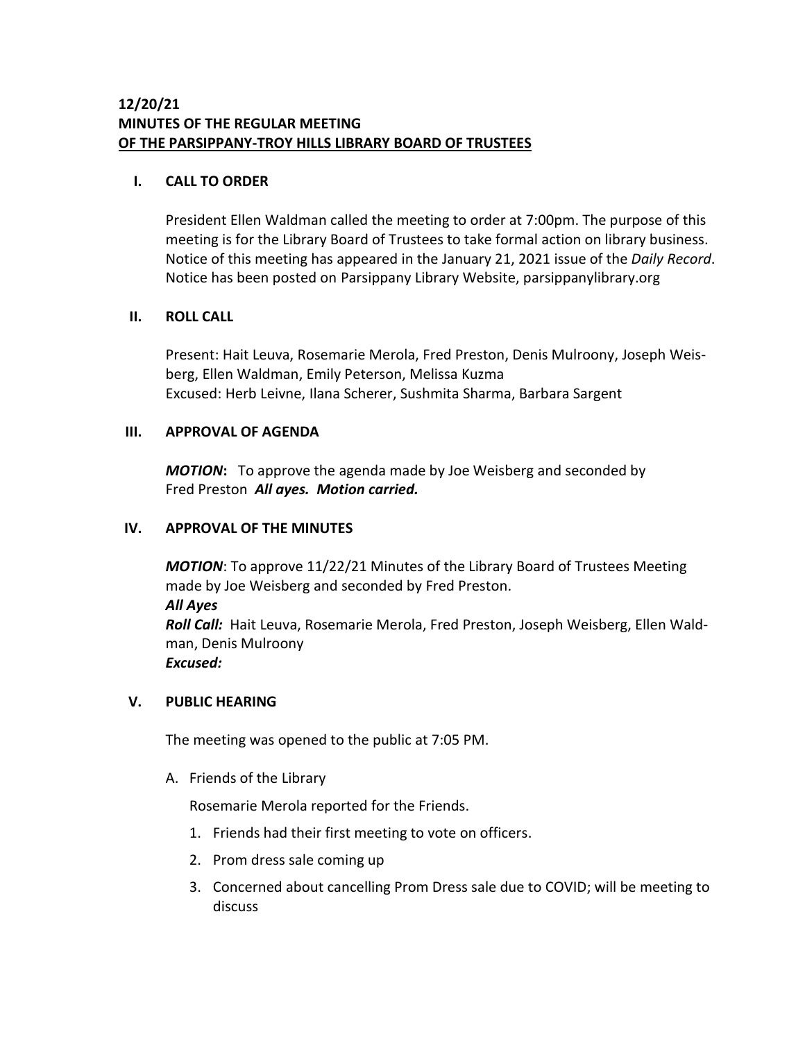**12/20/21**
**MINUTES OF THE REGULAR MEETING**
**OF THE PARSIPPANY-TROY HILLS LIBRARY BOARD OF TRUSTEES**

## I. CALL TO ORDER

President Ellen Waldman called the meeting to order at 7:00pm. The purpose of this meeting is for the Library Board of Trustees to take formal action on library business. Notice of this meeting has appeared in the January 21, 2021 issue of the *Daily Record*. Notice has been posted on Parsippany Library Website, parsippanylibrary.org

## II. ROLL CALL

Present: Hait Leuva, Rosemarie Merola, Fred Preston, Denis Mulroony, Joseph Weisberg, Ellen Waldman, Emily Peterson, Melissa Kuzma
Excused: Herb Leivne, Ilana Scherer, Sushmita Sharma, Barbara Sargent

## III. APPROVAL OF AGENDA

***MOTION*:** To approve the agenda made by Joe Weisberg and seconded by Fred Preston ***All ayes. Motion carried.***

## IV. APPROVAL OF THE MINUTES

***MOTION***: To approve 11/22/21 Minutes of the Library Board of Trustees Meeting made by Joe Weisberg and seconded by Fred Preston.
***All Ayes***
***Roll Call:*** Hait Leuva, Rosemarie Merola, Fred Preston, Joseph Weisberg, Ellen Waldman, Denis Mulroony
***Excused:***

## V. PUBLIC HEARING

The meeting was opened to the public at 7:05 PM.

A. Friends of the Library

Rosemarie Merola reported for the Friends.

1. Friends had their first meeting to vote on officers.
2. Prom dress sale coming up
3. Concerned about cancelling Prom Dress sale due to COVID; will be meeting to discuss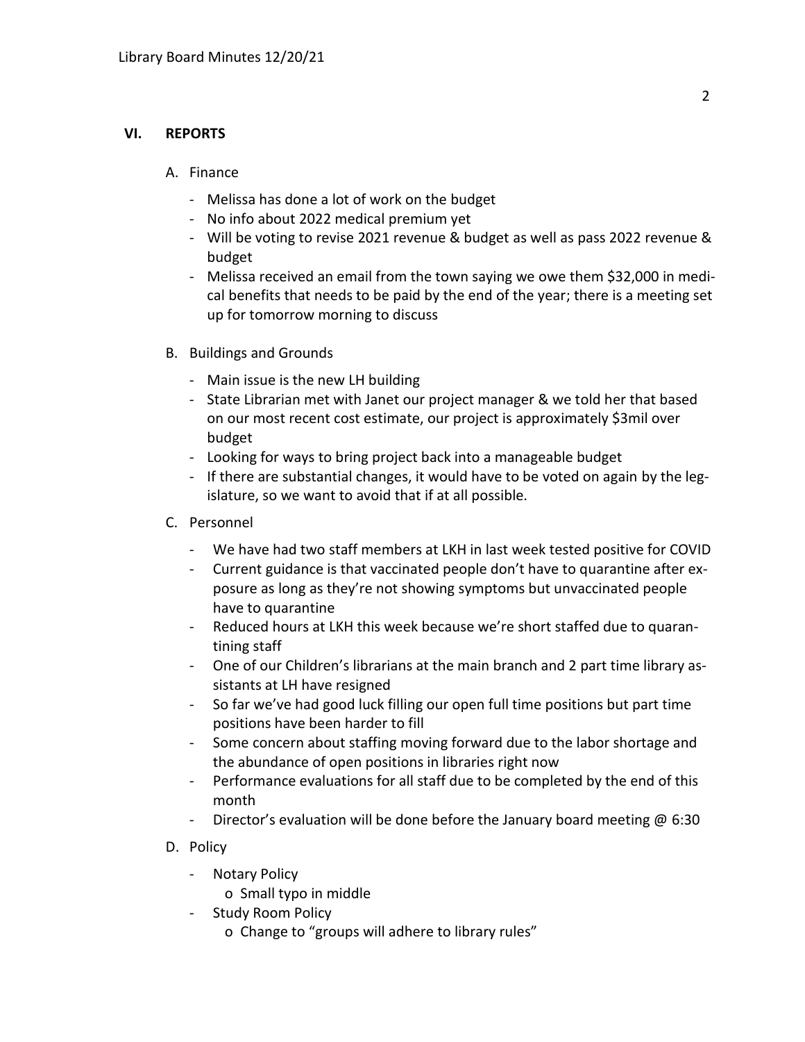## VI. REPORTS

A. Finance

- Melissa has done a lot of work on the budget
- No info about 2022 medical premium yet
- Will be voting to revise 2021 revenue & budget as well as pass 2022 revenue & budget
- Melissa received an email from the town saying we owe them $32,000 in medical benefits that needs to be paid by the end of the year; there is a meeting set up for tomorrow morning to discuss

B. Buildings and Grounds

- Main issue is the new LH building
- State Librarian met with Janet our project manager & we told her that based on our most recent cost estimate, our project is approximately $3mil over budget
- Looking for ways to bring project back into a manageable budget
- If there are substantial changes, it would have to be voted on again by the legislature, so we want to avoid that if at all possible.

C. Personnel

- We have had two staff members at LKH in last week tested positive for COVID
- Current guidance is that vaccinated people don't have to quarantine after exposure as long as they're not showing symptoms but unvaccinated people have to quarantine
- Reduced hours at LKH this week because we're short staffed due to quarantining staff
- One of our Children's librarians at the main branch and 2 part time library assistants at LH have resigned
- So far we've had good luck filling our open full time positions but part time positions have been harder to fill
- Some concern about staffing moving forward due to the labor shortage and the abundance of open positions in libraries right now
- Performance evaluations for all staff due to be completed by the end of this month
- Director's evaluation will be done before the January board meeting @ 6:30

D. Policy

- Notary Policy
  - Small typo in middle
- Study Room Policy
  - Change to "groups will adhere to library rules"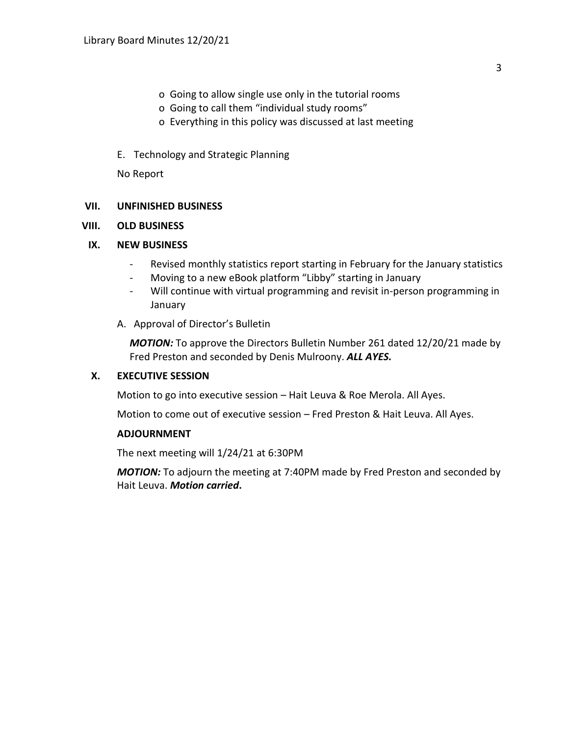- Going to allow single use only in the tutorial rooms
- Going to call them "individual study rooms"
- Everything in this policy was discussed at last meeting

E. Technology and Strategic Planning

No Report

## VII. UNFINISHED BUSINESS

## VIII. OLD BUSINESS

## IX. NEW BUSINESS

- Revised monthly statistics report starting in February for the January statistics
- Moving to a new eBook platform "Libby" starting in January
- Will continue with virtual programming and revisit in-person programming in January

A. Approval of Director's Bulletin

***MOTION:*** To approve the Directors Bulletin Number 261 dated 12/20/21 made by Fred Preston and seconded by Denis Mulroony. ***ALL AYES.***

## X. EXECUTIVE SESSION

Motion to go into executive session – Hait Leuva & Roe Merola. All Ayes.

Motion to come out of executive session – Fred Preston & Hait Leuva. All Ayes.

### ADJOURNMENT

The next meeting will 1/24/21 at 6:30PM

***MOTION:*** To adjourn the meeting at 7:40PM made by Fred Preston and seconded by Hait Leuva. ***Motion carried.***